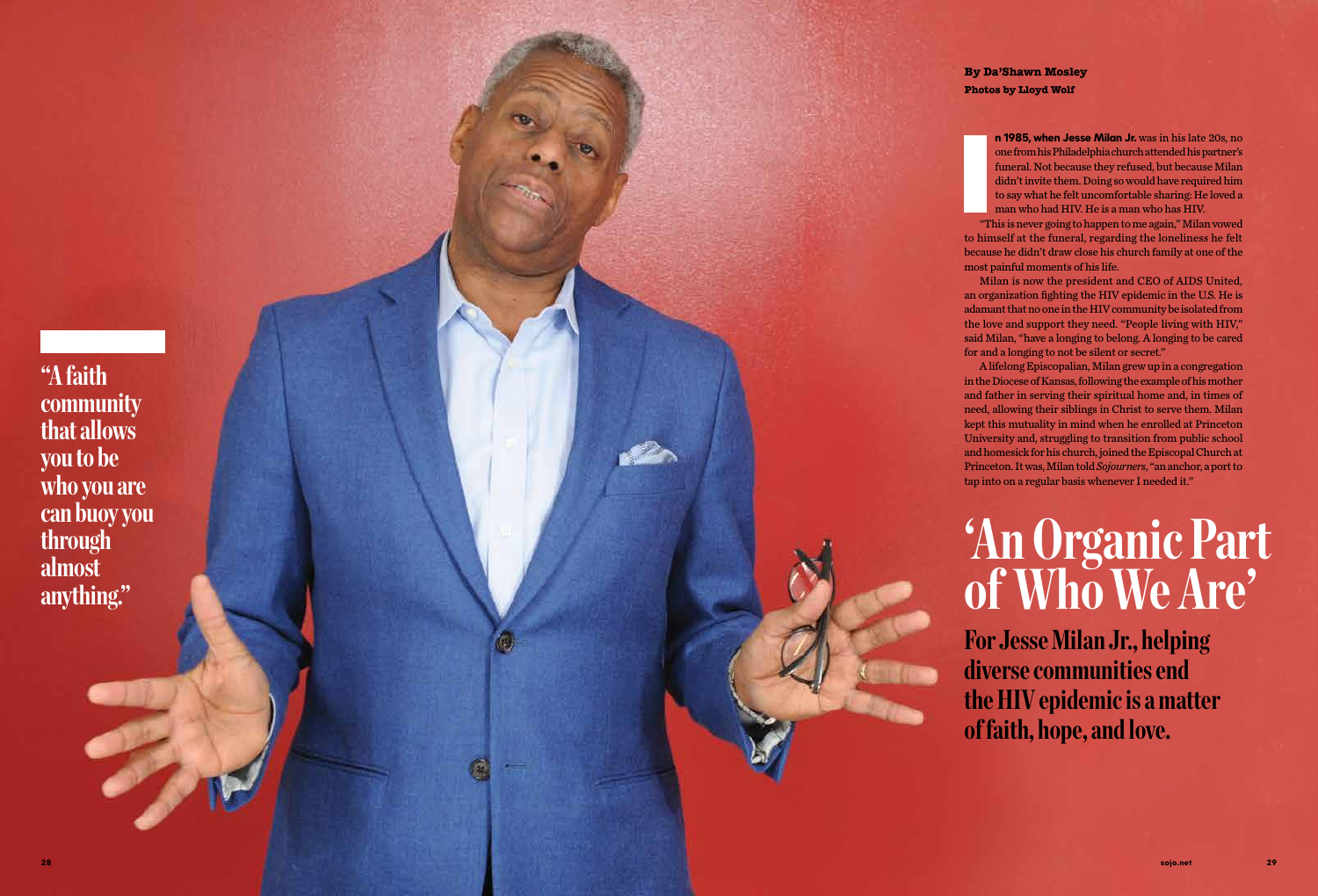# 'An Organic Part of Who We Are'

## For Jesse Milan Jr., helping diverse communities end the HIV epidemic is a matter of faith, hope, and love.

**By Da'Shawn Mosley**
**Photos by Lloyd Wolf**

**In 1985, when Jesse Milan Jr.** was in his late 20s, no one from his Philadelphia church attended his partner's funeral. Not because they refused, but because Milan didn't invite them. Doing so would have required him to say what he felt uncomfortable sharing: He loved a man who had HIV. He is a man who has HIV.

"This is never going to happen to me again," Milan vowed to himself at the funeral, regarding the loneliness he felt because he didn't draw close his church family at one of the most painful moments of his life.

Milan is now the president and CEO of AIDS United, an organization fighting the HIV epidemic in the U.S. He is adamant that no one in the HIV community be isolated from the love and support they need. "People living with HIV," said Milan, "have a longing to belong. A longing to be cared for and a longing to not be silent or secret."

A lifelong Episcopalian, Milan grew up in a congregation in the Diocese of Kansas, following the example of his mother and father in serving their spiritual home and, in times of need, allowing their siblings in Christ to serve them. Milan kept this mutuality in mind when he enrolled at Princeton University and, struggling to transition from public school and homesick for his church, joined the Episcopal Church at Princeton. It was, Milan told *Sojourners*, "an anchor, a port to tap into on a regular basis whenever I needed it."

> "A faith community that allows you to be who you are can buoy you through almost anything."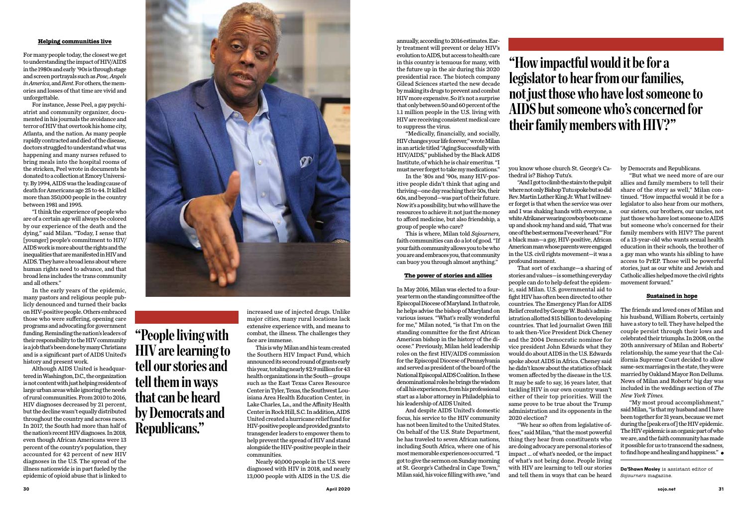### Helping communities live

For many people today, the closest we get to understanding the impact of HIV/AIDS in the 1980s and early '90s is through stage and screen portrayals such as *Pose*, *Angels in America*, and *Rent*. For others, the memories and losses of that time are vivid and unforgettable.

For instance, Jesse Peel, a gay psychiatrist and community organizer, documented in his journals the avoidance and terror of HIV that overtook his home city, Atlanta, and the nation. As many people rapidly contracted and died of the disease, doctors struggled to understand what was happening and many nurses refused to bring meals into the hospital rooms of the stricken, Peel wrote in documents he donated to a collection at Emory University. By 1994, AIDS was the leading cause of death for Americans age 25 to 44. It killed more than 350,000 people in the country between 1981 and 1995.

"I think the experience of people who are of a certain age will always be colored by our experience of the death and the dying," said Milan. "Today, I sense that [younger] people's commitment to HIV/AIDS work is more about the rights and the inequalities that are manifested in HIV and AIDS. They have a broad lens about where human rights need to advance, and that broad lens includes the trans community and all others."

In the early years of the epidemic, many pastors and religious people publicly denounced and turned their backs on HIV-positive people. Others embraced those who were suffering, opening care programs and advocating for government funding. Reminding the nation's leaders of their responsibility to the HIV community is a job that's been done by many Christians and is a significant part of AIDS United's history and present work.

Although AIDS United is headquartered in Washington, D.C., the organization is not content with just helping residents of large urban areas while ignoring the needs of rural communities. From 2010 to 2016, HIV diagnoses decreased by 21 percent, but the decline wasn't equally distributed throughout the country and across races. In 2017, the South had more than half of the nation's recent HIV diagnoses. In 2018, even though African Americans were 13 percent of the country's population, they accounted for 42 percent of new HIV diagnoses in the U.S. The spread of the illness nationwide is in part fueled by the epidemic of opioid abuse that is linked to increased use of injected drugs. Unlike major cities, many rural locations lack extensive experience with, and means to combat, the illness. The challenges they face are immense.

> **"People living with HIV are learning to tell our stories and tell them in ways that can be heard by Democrats and Republicans."**

This is why Milan and his team created the Southern HIV Impact Fund, which announced its second round of grants early this year, totaling nearly $2.9 million for 43 health organizations in the South—groups such as the East Texas Cares Resource Center in Tyler, Texas, the Southwest Louisiana Area Health Education Center, in Lake Charles, La., and the Affinity Health Center in Rock Hill, S.C. In addition, AIDS United created a hurricane relief fund for HIV-positive people and provided grants to transgender leaders to empower them to help prevent the spread of HIV and stand alongside the HIV-positive people in their communities.

Nearly 40,000 people in the U.S. were diagnosed with HIV in 2018, and nearly 13,000 people with AIDS in the U.S. die annually, according to 2016 estimates. Early treatment will prevent or delay HIV's evolution to AIDS, but access to health care in this country is tenuous for many, with the future up in the air during this 2020 presidential race. The biotech company Gilead Sciences started the new decade by making its drugs to prevent and combat HIV more expensive. So it's not a surprise that only between 50 and 60 percent of the 1.1 million people in the U.S. living with HIV are receiving consistent medical care to suppress the virus.

"Medically, financially, and socially, HIV changes your life forever," wrote Milan in an article titled "Aging Successfully with HIV/AIDS," published by the Black AIDS Institute, of which he is chair emeritus. "I must never forget to take my medications."

In the '80s and '90s, many HIV-positive people didn't think that aging and thriving—one day reaching their 50s, their 60s, and beyond—was part of their future. Now it's a possibility, but who will have the resources to achieve it: not just the money to afford medicine, but also friendship, a group of people who care?

This is where, Milan told *Sojourners*, faith communities can do a lot of good. "If your faith community allows you to be who you are and embraces you, that community can buoy you through almost anything."

### The power of stories and allies

In May 2016, Milan was elected to a four-year term on the standing committee of the Episcopal Diocese of Maryland. In that role, he helps advise the bishop of Maryland on various issues. "What's really wonderful for me," Milan noted, "is that I'm on the standing committee for the first African American bishop in the history of the diocese." Previously, Milan held leadership roles on the first HIV/AIDS commission for the Episcopal Diocese of Pennsylvania and served as president of the board of the National Episcopal AIDS Coalition. In these denominational roles he brings the wisdom of all his experiences, from his professional start as a labor attorney in Philadelphia to his leadership of AIDS United.

And despite AIDS United's domestic focus, his service to the HIV community has not been limited to the United States. On behalf of the U.S. State Department, he has traveled to seven African nations, including South Africa, where one of his most memorable experiences occurred. "I got to give the sermon on Sunday morning at St. George's Cathedral in Cape Town," Milan said, his voice filling with awe, "and you know whose church St. George's Cathedral is? Bishop Tutu's.

"And I got to climb the stairs to the pulpit where not only Bishop Tutu spoke but so did Rev. Martin Luther King Jr. What I will never forget is that when the service was over and I was shaking hands with everyone, a white Afrikaner wearing cowboy boots came up and shook my hand and said, 'That was one of the best sermons I've ever heard.'" For a black man—a gay, HIV-positive, African American man whose parents were engaged in the U.S. civil rights movement—it was a profound moment.

That sort of exchange—a sharing of stories and values—is something everyday people can do to help defeat the epidemic, said Milan. U.S. governmental aid to fight HIV has often been directed to other countries. The Emergency Plan for AIDS Relief created by George W. Bush's administration allotted $15 billion to developing countries. That led journalist Gwen Ifill to ask then-Vice President Dick Cheney and the 2004 Democratic nominee for vice president John Edwards what they would do about AIDS in the U.S. Edwards spoke about AIDS in Africa. Cheney said he didn't know about the statistics of black women affected by the disease in the U.S. It may be safe to say, 16 years later, that tackling HIV in our own country wasn't either of their top priorities. Will the same prove to be true about the Trump administration and its opponents in the 2020 election?

"We hear so often from legislative offices," said Milan, "that the most powerful thing they hear from constituents who are doing advocacy are personal stories of impact ... of what's needed, or the impact of what's not being done. People living with HIV are learning to tell our stories and tell them in ways that can be heard by Democrats and Republicans.

> **"How impactful would it be for a legislator to hear from our families, not just those who have lost someone to AIDS but someone who's concerned for their family members with HIV?"**

"But what we need more of are our allies and family members to tell their share of the story as well," Milan continued. "How impactful would it be for a legislator to also hear from our mothers, our sisters, our brothers, our uncles, not just those who have lost someone to AIDS but someone who's concerned for their family members with HIV? The parent of a 13-year-old who wants sexual health education in their schools, the brother of a gay man who wants his sibling to have access to PrEP. Those will be powerful stories, just as our white and Jewish and Catholic allies helped move the civil rights movement forward."

### Sustained in hope

The friends and loved ones of Milan and his husband, William Roberts, certainly have a story to tell. They have helped the couple persist through their lows and celebrated their triumphs. In 2008, on the 20th anniversary of Milan and Roberts' relationship, the same year that the California Supreme Court decided to allow same-sex marriages in the state, they were married by Oakland Mayor Ron Dellums. News of Milan and Roberts' big day was included in the weddings section of *The New York Times*.

"My most proud accomplishment," said Milan, "is that my husband and I have been together for 31 years, because we met during the [peak era of] the HIV epidemic. The HIV epidemic is an organic part of who we are, and the faith community has made it possible for us to transcend the sadness, to find hope and healing and happiness." ●

**Da'Shawn Mosley** is assistant editor of *Sojourners* magazine.